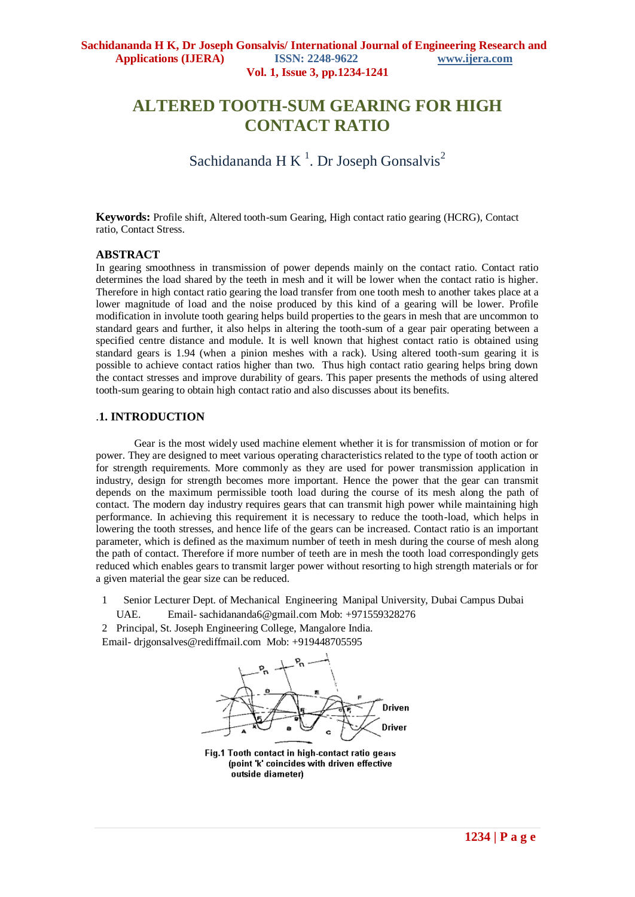# ALTERED TOOTH-SUM GEARING FOR HIGH CONTACT RATIO

Sachidananda H K [1]. Dr Joseph Gonsalvis[2]

**Keywords:** Profile shift, Altered tooth-sum Gearing, High contact ratio gearing (HCRG), Contact ratio, Contact Stress.

## ABSTRACT

In gearing smoothness in transmission of power depends mainly on the contact ratio. Contact ratio determines the load shared by the teeth in mesh and it will be lower when the contact ratio is higher. Therefore in high contact ratio gearing the load transfer from one tooth mesh to another takes place at a lower magnitude of load and the noise produced by this kind of a gearing will be lower. Profile modification in involute tooth gearing helps build properties to the gears in mesh that are uncommon to standard gears and further, it also helps in altering the tooth-sum of a gear pair operating between a specified centre distance and module. It is well known that highest contact ratio is obtained using standard gears is 1.94 (when a pinion meshes with a rack). Using altered tooth-sum gearing it is possible to achieve contact ratios higher than two. Thus high contact ratio gearing helps bring down the contact stresses and improve durability of gears. This paper presents the methods of using altered tooth-sum gearing to obtain high contact ratio and also discusses about its benefits.

## .1. INTRODUCTION

Gear is the most widely used machine element whether it is for transmission of motion or for power. They are designed to meet various operating characteristics related to the type of tooth action or for strength requirements. More commonly as they are used for power transmission application in industry, design for strength becomes more important. Hence the power that the gear can transmit depends on the maximum permissible tooth load during the course of its mesh along the path of contact. The modern day industry requires gears that can transmit high power while maintaining high performance. In achieving this requirement it is necessary to reduce the tooth-load, which helps in lowering the tooth stresses, and hence life of the gears can be increased. Contact ratio is an important parameter, which is defined as the maximum number of teeth in mesh during the course of mesh along the path of contact. Therefore if more number of teeth are in mesh the tooth load correspondingly gets reduced which enables gears to transmit larger power without resorting to high strength materials or for a given material the gear size can be reduced.

1 Senior Lecturer Dept. of Mechanical Engineering Manipal University, Dubai Campus Dubai UAE. Email- sachidananda6@gmail.com Mob: +971559328276

2 Principal, St. Joseph Engineering College, Mangalore India. Email- drjgonsalves@rediffmail.com Mob: +919448705595

Fig.1 Tooth contact in high-contact ratio gears (point 'k' coincides with driven effective outside diameter)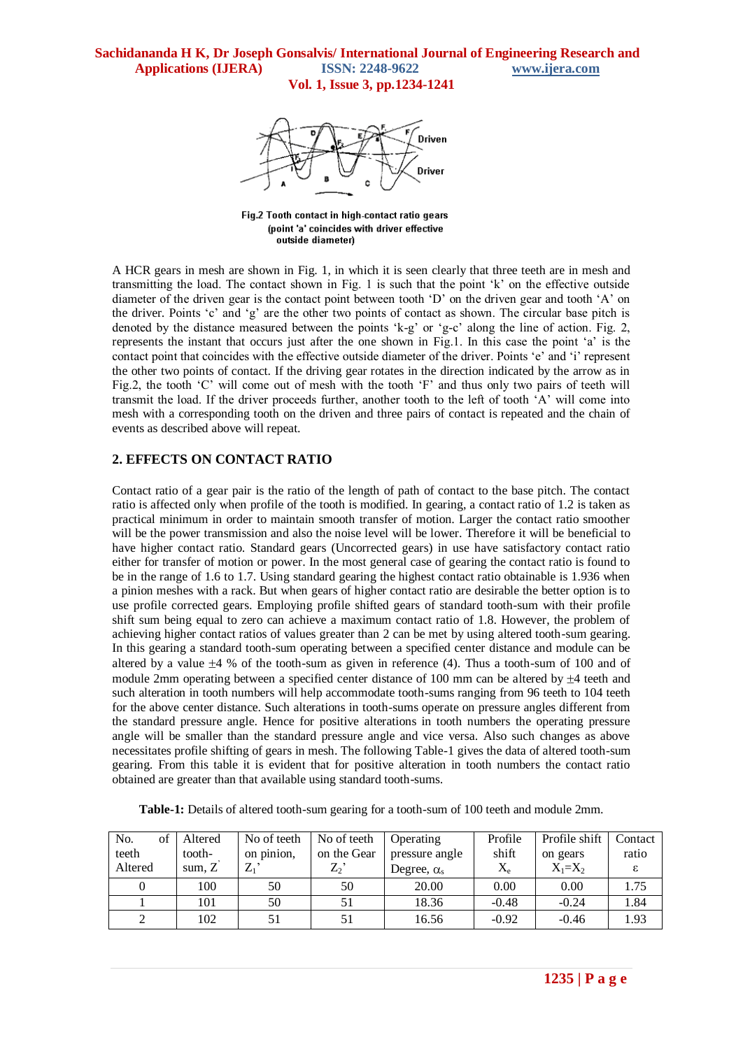Fig.2 Tooth contact in high-contact ratio gears (point 'a' coincides with driver effective outside diameter)

A HCR gears in mesh are shown in Fig. 1, in which it is seen clearly that three teeth are in mesh and transmitting the load. The contact shown in Fig. 1 is such that the point 'k' on the effective outside diameter of the driven gear is the contact point between tooth 'D' on the driven gear and tooth 'A' on the driver. Points 'c' and 'g' are the other two points of contact as shown. The circular base pitch is denoted by the distance measured between the points 'k-g' or 'g-c' along the line of action. Fig. 2, represents the instant that occurs just after the one shown in Fig.1. In this case the point 'a' is the contact point that coincides with the effective outside diameter of the driver. Points 'e' and 'i' represent the other two points of contact. If the driving gear rotates in the direction indicated by the arrow as in Fig.2, the tooth 'C' will come out of mesh with the tooth 'F' and thus only two pairs of teeth will transmit the load. If the driver proceeds further, another tooth to the left of tooth 'A' will come into mesh with a corresponding tooth on the driven and three pairs of contact is repeated and the chain of events as described above will repeat.

## 2. EFFECTS ON CONTACT RATIO

Contact ratio of a gear pair is the ratio of the length of path of contact to the base pitch. The contact ratio is affected only when profile of the tooth is modified. In gearing, a contact ratio of 1.2 is taken as practical minimum in order to maintain smooth transfer of motion. Larger the contact ratio smoother will be the power transmission and also the noise level will be lower. Therefore it will be beneficial to have higher contact ratio. Standard gears (Uncorrected gears) in use have satisfactory contact ratio either for transfer of motion or power. In the most general case of gearing the contact ratio is found to be in the range of 1.6 to 1.7. Using standard gearing the highest contact ratio obtainable is 1.936 when a pinion meshes with a rack. But when gears of higher contact ratio are desirable the better option is to use profile corrected gears. Employing profile shifted gears of standard tooth-sum with their profile shift sum being equal to zero can achieve a maximum contact ratio of 1.8. However, the problem of achieving higher contact ratios of values greater than 2 can be met by using altered tooth-sum gearing. In this gearing a standard tooth-sum operating between a specified center distance and module can be altered by a value ±4 % of the tooth-sum as given in reference (4). Thus a tooth-sum of 100 and of module 2mm operating between a specified center distance of 100 mm can be altered by ±4 teeth and such alteration in tooth numbers will help accommodate tooth-sums ranging from 96 teeth to 104 teeth for the above center distance. Such alterations in tooth-sums operate on pressure angles different from the standard pressure angle. Hence for positive alterations in tooth numbers the operating pressure angle will be smaller than the standard pressure angle and vice versa. Also such changes as above necessitates profile shifting of gears in mesh. The following Table-1 gives the data of altered tooth-sum gearing. From this table it is evident that for positive alteration in tooth numbers the contact ratio obtained are greater than that available using standard tooth-sums.

**Table-1:** Details of altered tooth-sum gearing for a tooth-sum of 100 teeth and module 2mm.

| No. of teeth Altered | Altered tooth-sum, $Z'$ | No of teeth on pinion, $Z_1'$ | No of teeth on the Gear $Z_2'$ | Operating pressure angle Degree, $\alpha_s$ | Profile shift $X_e$ | Profile shift on gears $X_1=X_2$ | Contact ratio $\varepsilon$ |
|---|---|---|---|---|---|---|---|
| 0 | 100 | 50 | 50 | 20.00 | 0.00 | 0.00 | 1.75 |
| 1 | 101 | 50 | 51 | 18.36 | -0.48 | -0.24 | 1.84 |
| 2 | 102 | 51 | 51 | 16.56 | -0.92 | -0.46 | 1.93 |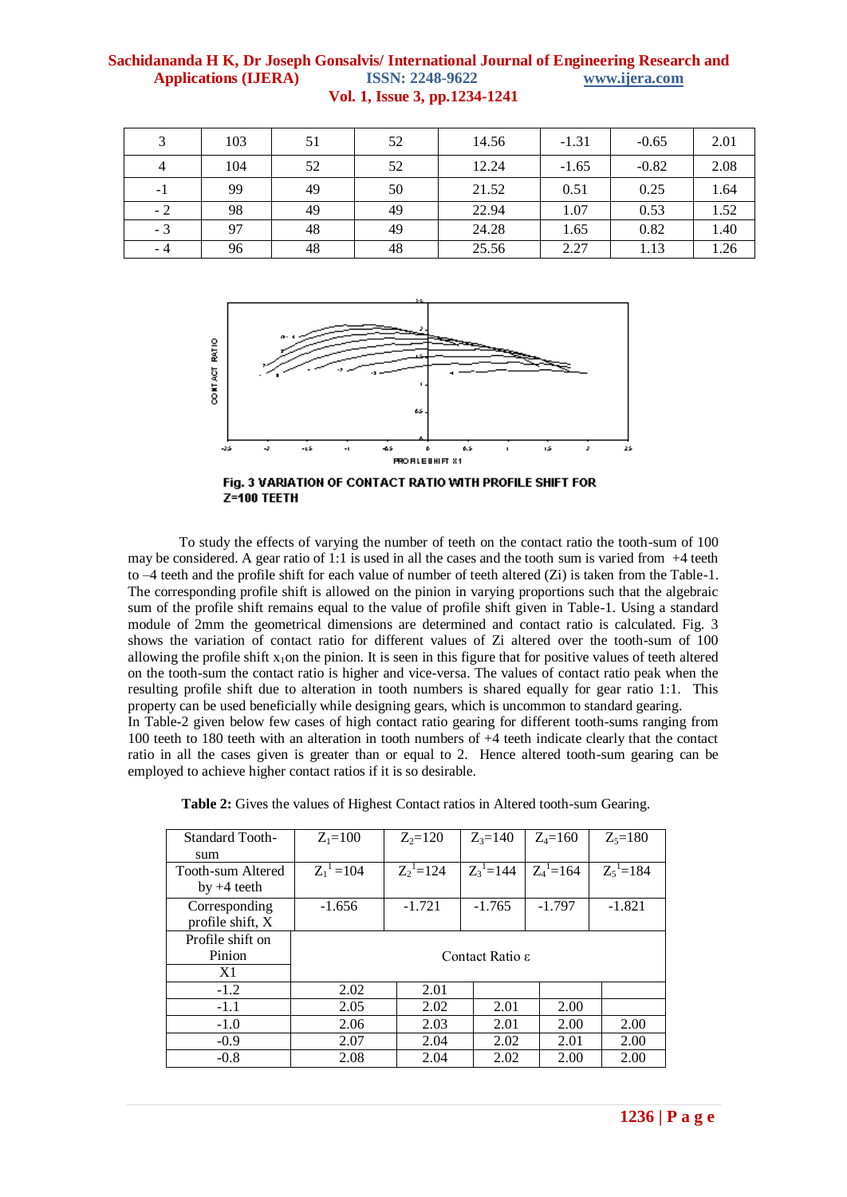| 3 | 103 | 51 | 52 | 14.56 | -1.31 | -0.65 | 2.01 |
|---|---|---|---|---|---|---|---|
| 4 | 104 | 52 | 52 | 12.24 | -1.65 | -0.82 | 2.08 |
| -1 | 99 | 49 | 50 | 21.52 | 0.51 | 0.25 | 1.64 |
| - 2 | 98 | 49 | 49 | 22.94 | 1.07 | 0.53 | 1.52 |
| - 3 | 97 | 48 | 49 | 24.28 | 1.65 | 0.82 | 1.40 |
| - 4 | 96 | 48 | 48 | 25.56 | 2.27 | 1.13 | 1.26 |

**Fig. 3 VARIATION OF CONTACT RATIO WITH PROFILE SHIFT FOR Z=100 TEETH**

To study the effects of varying the number of teeth on the contact ratio the tooth-sum of 100 may be considered. A gear ratio of 1:1 is used in all the cases and the tooth sum is varied from +4 teeth to –4 teeth and the profile shift for each value of number of teeth altered (Zi) is taken from the Table-1. The corresponding profile shift is allowed on the pinion in varying proportions such that the algebraic sum of the profile shift remains equal to the value of profile shift given in Table-1. Using a standard module of 2mm the geometrical dimensions are determined and contact ratio is calculated. Fig. 3 shows the variation of contact ratio for different values of Zi altered over the tooth-sum of 100 allowing the profile shift $x_1$on the pinion. It is seen in this figure that for positive values of teeth altered on the tooth-sum the contact ratio is higher and vice-versa. The values of contact ratio peak when the resulting profile shift due to alteration in tooth numbers is shared equally for gear ratio 1:1. This property can be used beneficially while designing gears, which is uncommon to standard gearing.

In Table-2 given below few cases of high contact ratio gearing for different tooth-sums ranging from 100 teeth to 180 teeth with an alteration in tooth numbers of +4 teeth indicate clearly that the contact ratio in all the cases given is greater than or equal to 2. Hence altered tooth-sum gearing can be employed to achieve higher contact ratios if it is so desirable.

**Table 2:** Gives the values of Highest Contact ratios in Altered tooth-sum Gearing.

| Standard Tooth-sum | $Z_1$=100 | $Z_2$=120 | $Z_3$=140 | $Z_4$=160 | $Z_5$=180 |
|---|---|---|---|---|---|
| Tooth-sum Altered by +4 teeth | $Z_1^1$=104 | $Z_2^1$=124 | $Z_3^1$=144 | $Z_4^1$=164 | $Z_5^1$=184 |
| Corresponding profile shift, X | -1.656 | -1.721 | -1.765 | -1.797 | -1.821 |
| Profile shift on Pinion X1 | Contact Ratio ε | | | | |
| -1.2 | 2.02 | 2.01 | | | |
| -1.1 | 2.05 | 2.02 | 2.01 | 2.00 | |
| -1.0 | 2.06 | 2.03 | 2.01 | 2.00 | 2.00 |
| -0.9 | 2.07 | 2.04 | 2.02 | 2.01 | 2.00 |
| -0.8 | 2.08 | 2.04 | 2.02 | 2.00 | 2.00 |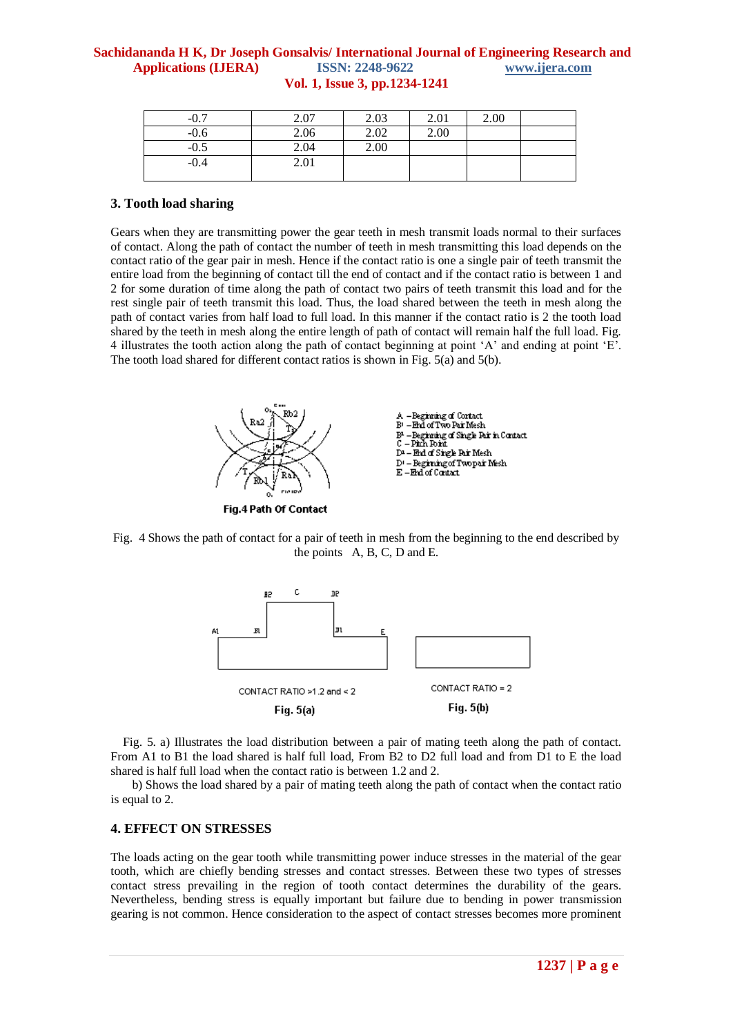| -0.7 | 2.07 | 2.03 | 2.01 | 2.00 | |
|---|---|---|---|---|---|
| -0.6 | 2.06 | 2.02 | 2.00 | | |
| -0.5 | 2.04 | 2.00 | | | |
| -0.4 | 2.01 | | | | |

## 3. Tooth load sharing

Gears when they are transmitting power the gear teeth in mesh transmit loads normal to their surfaces of contact. Along the path of contact the number of teeth in mesh transmitting this load depends on the contact ratio of the gear pair in mesh. Hence if the contact ratio is one a single pair of teeth transmit the entire load from the beginning of contact till the end of contact and if the contact ratio is between 1 and 2 for some duration of time along the path of contact two pairs of teeth transmit this load and for the rest single pair of teeth transmit this load. Thus, the load shared between the teeth in mesh along the path of contact varies from half load to full load. In this manner if the contact ratio is 2 the tooth load shared by the teeth in mesh along the entire length of path of contact will remain half the full load. Fig. 4 illustrates the tooth action along the path of contact beginning at point 'A' and ending at point 'E'. The tooth load shared for different contact ratios is shown in Fig. 5(a) and 5(b).

A – Beginning of Contact
B¹ – End of Two Pair Mesh
B² – Beginning of Single Pair in Contact
C – Pitch Point
D² – End of Single Pair Mesh
D¹ – Beginning of Two pair Mesh
E – End of Contact

**Fig.4 Path Of Contact**

Fig. 4 Shows the path of contact for a pair of teeth in mesh from the beginning to the end described by the points A, B, C, D and E.

CONTACT RATIO >1.2 and < 2

**Fig. 5(a)**

CONTACT RATIO = 2

**Fig. 5(b)**

Fig. 5. a) Illustrates the load distribution between a pair of mating teeth along the path of contact. From A1 to B1 the load shared is half full load, From B2 to D2 full load and from D1 to E the load shared is half full load when the contact ratio is between 1.2 and 2.

b) Shows the load shared by a pair of mating teeth along the path of contact when the contact ratio is equal to 2.

## 4. EFFECT ON STRESSES

The loads acting on the gear tooth while transmitting power induce stresses in the material of the gear tooth, which are chiefly bending stresses and contact stresses. Between these two types of stresses contact stress prevailing in the region of tooth contact determines the durability of the gears. Nevertheless, bending stress is equally important but failure due to bending in power transmission gearing is not common. Hence consideration to the aspect of contact stresses becomes more prominent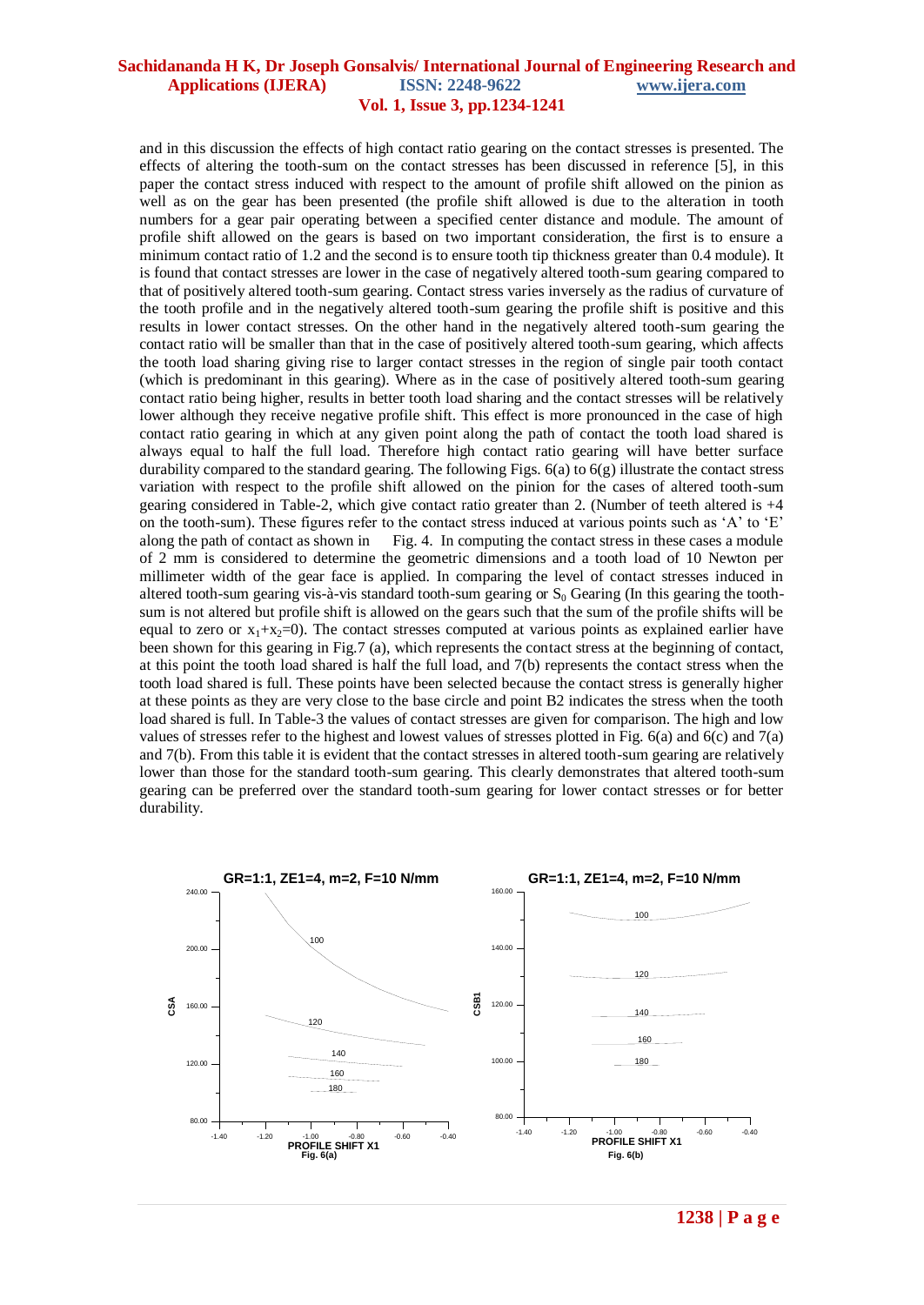and in this discussion the effects of high contact ratio gearing on the contact stresses is presented. The effects of altering the tooth-sum on the contact stresses has been discussed in reference [5], in this paper the contact stress induced with respect to the amount of profile shift allowed on the pinion as well as on the gear has been presented (the profile shift allowed is due to the alteration in tooth numbers for a gear pair operating between a specified center distance and module. The amount of profile shift allowed on the gears is based on two important consideration, the first is to ensure a minimum contact ratio of 1.2 and the second is to ensure tooth tip thickness greater than 0.4 module). It is found that contact stresses are lower in the case of negatively altered tooth-sum gearing compared to that of positively altered tooth-sum gearing. Contact stress varies inversely as the radius of curvature of the tooth profile and in the negatively altered tooth-sum gearing the profile shift is positive and this results in lower contact stresses. On the other hand in the negatively altered tooth-sum gearing the contact ratio will be smaller than that in the case of positively altered tooth-sum gearing, which affects the tooth load sharing giving rise to larger contact stresses in the region of single pair tooth contact (which is predominant in this gearing). Where as in the case of positively altered tooth-sum gearing contact ratio being higher, results in better tooth load sharing and the contact stresses will be relatively lower although they receive negative profile shift. This effect is more pronounced in the case of high contact ratio gearing in which at any given point along the path of contact the tooth load shared is always equal to half the full load. Therefore high contact ratio gearing will have better surface durability compared to the standard gearing. The following Figs. 6(a) to 6(g) illustrate the contact stress variation with respect to the profile shift allowed on the pinion for the cases of altered tooth-sum gearing considered in Table-2, which give contact ratio greater than 2. (Number of teeth altered is +4 on the tooth-sum). These figures refer to the contact stress induced at various points such as 'A' to 'E' along the path of contact as shown in Fig. 4. In computing the contact stress in these cases a module of 2 mm is considered to determine the geometric dimensions and a tooth load of 10 Newton per millimeter width of the gear face is applied. In comparing the level of contact stresses induced in altered tooth-sum gearing vis-à-vis standard tooth-sum gearing or $S_0$ Gearing (In this gearing the tooth-sum is not altered but profile shift is allowed on the gears such that the sum of the profile shifts will be equal to zero or $x_1+x_2=0$). The contact stresses computed at various points as explained earlier have been shown for this gearing in Fig.7 (a), which represents the contact stress at the beginning of contact, at this point the tooth load shared is half the full load, and 7(b) represents the contact stress when the tooth load shared is full. These points have been selected because the contact stress is generally higher at these points as they are very close to the base circle and point B2 indicates the stress when the tooth load shared is full. In Table-3 the values of contact stresses are given for comparison. The high and low values of stresses refer to the highest and lowest values of stresses plotted in Fig. 6(a) and 6(c) and 7(a) and 7(b). From this table it is evident that the contact stresses in altered tooth-sum gearing are relatively lower than those for the standard tooth-sum gearing. This clearly demonstrates that altered tooth-sum gearing can be preferred over the standard tooth-sum gearing for lower contact stresses or for better durability.

GR=1:1, ZE1=4, m=2, F=10 N/mm

Fig. 6(a)

GR=1:1, ZE1=4, m=2, F=10 N/mm

Fig. 6(b)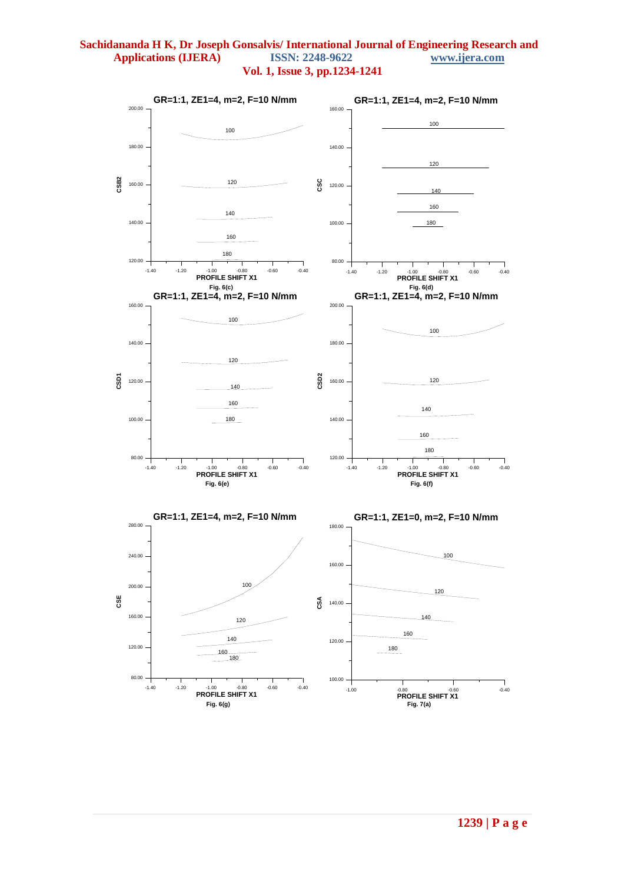**GR=1:1, ZE1=4, m=2, F=10 N/mm**

Fig. 6(c)

**GR=1:1, ZE1=4, m=2, F=10 N/mm**

Fig. 6(d)

**GR=1:1, ZE1=4, m=2, F=10 N/mm**

Fig. 6(e)

**GR=1:1, ZE1=4, m=2, F=10 N/mm**

Fig. 6(f)

**GR=1:1, ZE1=4, m=2, F=10 N/mm**

Fig. 6(g)

**GR=1:1, ZE1=0, m=2, F=10 N/mm**

Fig. 7(a)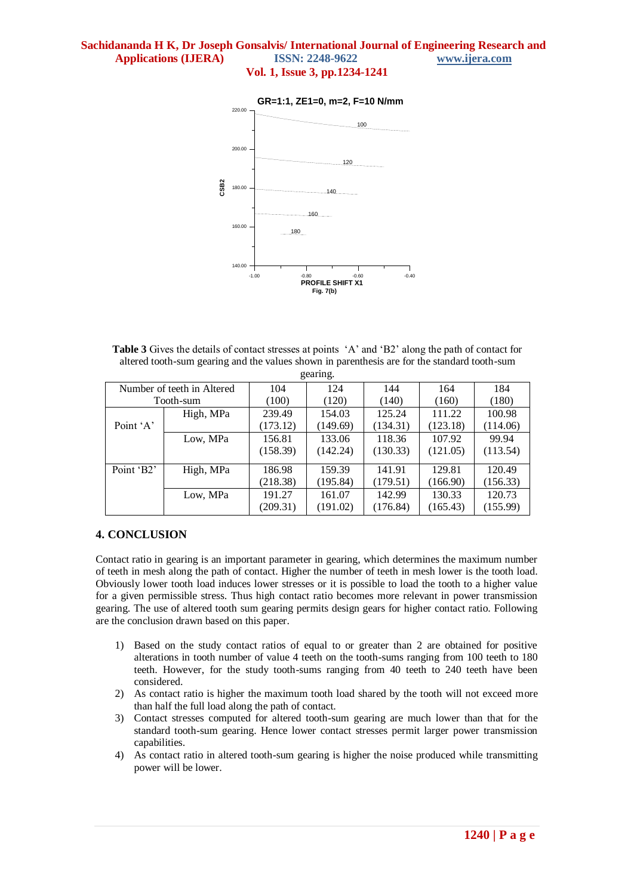GR=1:1, ZE1=0, m=2, F=10 N/mm

Fig. 7(b)

**Table 3** Gives the details of contact stresses at points 'A' and 'B2' along the path of contact for altered tooth-sum gearing and the values shown in parenthesis are for the standard tooth-sum gearing.

| Number of teeth in Altered Tooth-sum | | 104 (100) | 124 (120) | 144 (140) | 164 (160) | 184 (180) |
|---|---|---|---|---|---|---|
| Point 'A' | High, MPa | 239.49 (173.12) | 154.03 (149.69) | 125.24 (134.31) | 111.22 (123.18) | 100.98 (114.06) |
| | Low, MPa | 156.81 (158.39) | 133.06 (142.24) | 118.36 (130.33) | 107.92 (121.05) | 99.94 (113.54) |
| Point 'B2' | High, MPa | 186.98 (218.38) | 159.39 (195.84) | 141.91 (179.51) | 129.81 (166.90) | 120.49 (156.33) |
| | Low, MPa | 191.27 (209.31) | 161.07 (191.02) | 142.99 (176.84) | 130.33 (165.43) | 120.73 (155.99) |

## 4. CONCLUSION

Contact ratio in gearing is an important parameter in gearing, which determines the maximum number of teeth in mesh along the path of contact. Higher the number of teeth in mesh lower is the tooth load. Obviously lower tooth load induces lower stresses or it is possible to load the tooth to a higher value for a given permissible stress. Thus high contact ratio becomes more relevant in power transmission gearing. The use of altered tooth sum gearing permits design gears for higher contact ratio. Following are the conclusion drawn based on this paper.

1) Based on the study contact ratios of equal to or greater than 2 are obtained for positive alterations in tooth number of value 4 teeth on the tooth-sums ranging from 100 teeth to 180 teeth. However, for the study tooth-sums ranging from 40 teeth to 240 teeth have been considered.
2) As contact ratio is higher the maximum tooth load shared by the tooth will not exceed more than half the full load along the path of contact.
3) Contact stresses computed for altered tooth-sum gearing are much lower than that for the standard tooth-sum gearing. Hence lower contact stresses permit larger power transmission capabilities.
4) As contact ratio in altered tooth-sum gearing is higher the noise produced while transmitting power will be lower.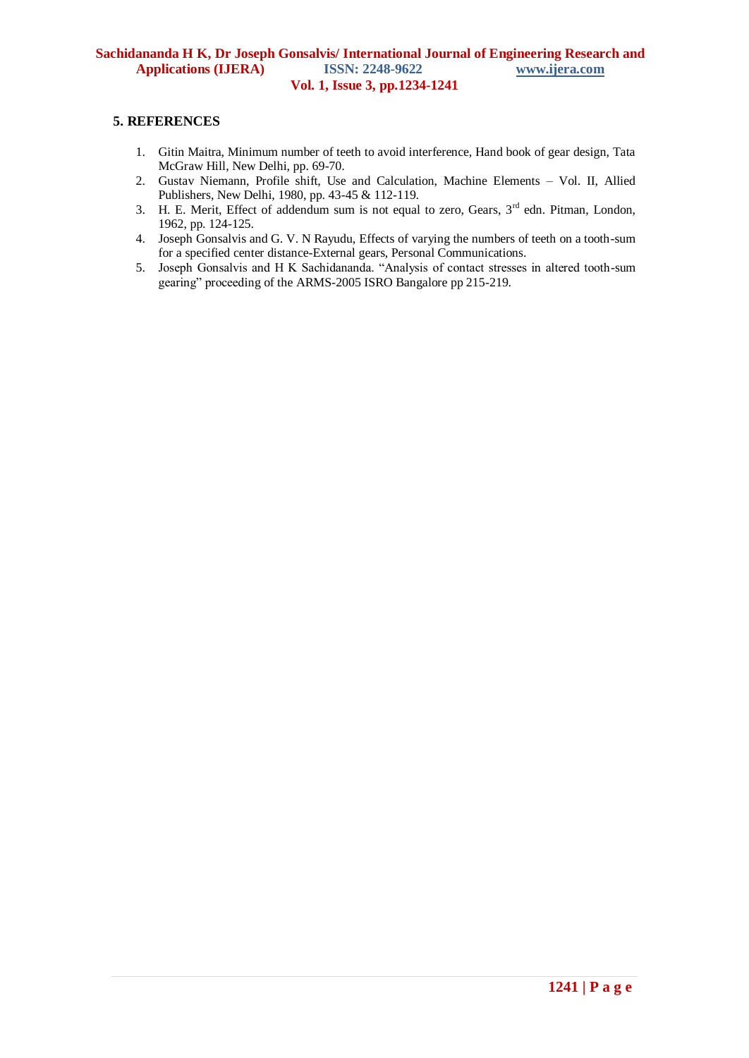## 5. REFERENCES

1. Gitin Maitra, Minimum number of teeth to avoid interference, Hand book of gear design, Tata McGraw Hill, New Delhi, pp. 69-70.
2. Gustav Niemann, Profile shift, Use and Calculation, Machine Elements – Vol. II, Allied Publishers, New Delhi, 1980, pp. 43-45 & 112-119.
3. H. E. Merit, Effect of addendum sum is not equal to zero, Gears, 3rd edn. Pitman, London, 1962, pp. 124-125.
4. Joseph Gonsalvis and G. V. N Rayudu, Effects of varying the numbers of teeth on a tooth-sum for a specified center distance-External gears, Personal Communications.
5. Joseph Gonsalvis and H K Sachidananda. "Analysis of contact stresses in altered tooth-sum gearing" proceeding of the ARMS-2005 ISRO Bangalore pp 215-219.